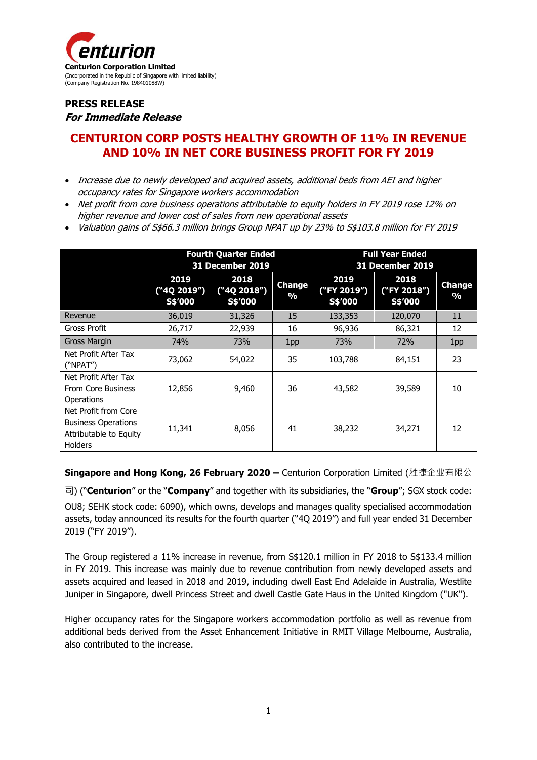**Centurion Corporation Limited**
(Incorporated in the Republic of Singapore with limited liability)
(Company Registration No. 198401088W)

**PRESS RELEASE**
***For Immediate Release***

# CENTURION CORP POSTS HEALTHY GROWTH OF 11% IN REVENUE AND 10% IN NET CORE BUSINESS PROFIT FOR FY 2019

- *Increase due to newly developed and acquired assets, additional beds from AEI and higher occupancy rates for Singapore workers accommodation*
- *Net profit from core business operations attributable to equity holders in FY 2019 rose 12% on higher revenue and lower cost of sales from new operational assets*
- *Valuation gains of S$66.3 million brings Group NPAT up by 23% to S$103.8 million for FY 2019*

| | Fourth Quarter Ended 31 December 2019 | | | Full Year Ended 31 December 2019 | | |
|---|---|---|---|---|---|---|
| | 2019 ("4Q 2019") S$'000 | 2018 ("4Q 2018") S$'000 | Change % | 2019 ("FY 2019") S$'000 | 2018 ("FY 2018") S$'000 | Change % |
| Revenue | 36,019 | 31,326 | 15 | 133,353 | 120,070 | 11 |
| Gross Profit | 26,717 | 22,939 | 16 | 96,936 | 86,321 | 12 |
| Gross Margin | 74% | 73% | 1pp | 73% | 72% | 1pp |
| Net Profit After Tax ("NPAT") | 73,062 | 54,022 | 35 | 103,788 | 84,151 | 23 |
| Net Profit After Tax From Core Business Operations | 12,856 | 9,460 | 36 | 43,582 | 39,589 | 10 |
| Net Profit from Core Business Operations Attributable to Equity Holders | 11,341 | 8,056 | 41 | 38,232 | 34,271 | 12 |

**Singapore and Hong Kong, 26 February 2020 –** Centurion Corporation Limited (胜捷企业有限公司) ("**Centurion**" or the "**Company**" and together with its subsidiaries, the "**Group**"; SGX stock code: OU8; SEHK stock code: 6090), which owns, develops and manages quality specialised accommodation assets, today announced its results for the fourth quarter ("4Q 2019") and full year ended 31 December 2019 ("FY 2019").

The Group registered a 11% increase in revenue, from S$120.1 million in FY 2018 to S$133.4 million in FY 2019. This increase was mainly due to revenue contribution from newly developed assets and assets acquired and leased in 2018 and 2019, including dwell East End Adelaide in Australia, Westlite Juniper in Singapore, dwell Princess Street and dwell Castle Gate Haus in the United Kingdom ("UK").

Higher occupancy rates for the Singapore workers accommodation portfolio as well as revenue from additional beds derived from the Asset Enhancement Initiative in RMIT Village Melbourne, Australia, also contributed to the increase.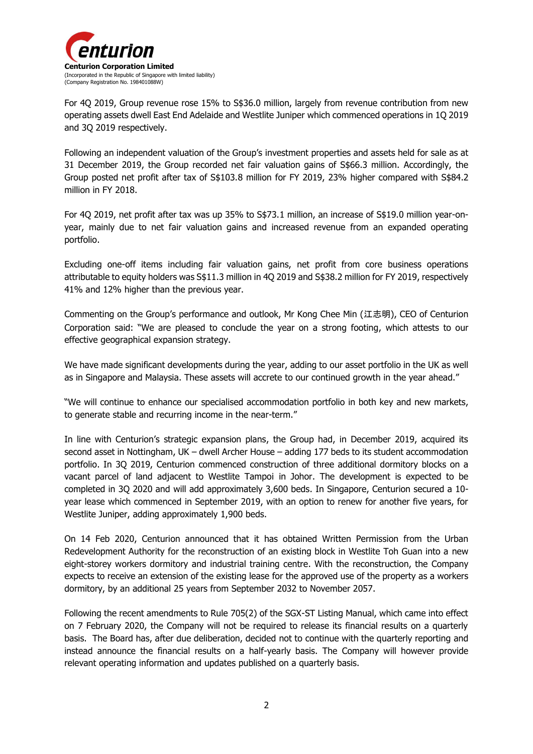For 4Q 2019, Group revenue rose 15% to S$36.0 million, largely from revenue contribution from new operating assets dwell East End Adelaide and Westlite Juniper which commenced operations in 1Q 2019 and 3Q 2019 respectively.

Following an independent valuation of the Group's investment properties and assets held for sale as at 31 December 2019, the Group recorded net fair valuation gains of S$66.3 million. Accordingly, the Group posted net profit after tax of S$103.8 million for FY 2019, 23% higher compared with S$84.2 million in FY 2018.

For 4Q 2019, net profit after tax was up 35% to S$73.1 million, an increase of S$19.0 million year-on-year, mainly due to net fair valuation gains and increased revenue from an expanded operating portfolio.

Excluding one-off items including fair valuation gains, net profit from core business operations attributable to equity holders was S$11.3 million in 4Q 2019 and S$38.2 million for FY 2019, respectively 41% and 12% higher than the previous year.

Commenting on the Group's performance and outlook, Mr Kong Chee Min (江志明), CEO of Centurion Corporation said: "We are pleased to conclude the year on a strong footing, which attests to our effective geographical expansion strategy.

We have made significant developments during the year, adding to our asset portfolio in the UK as well as in Singapore and Malaysia. These assets will accrete to our continued growth in the year ahead."

"We will continue to enhance our specialised accommodation portfolio in both key and new markets, to generate stable and recurring income in the near-term."

In line with Centurion's strategic expansion plans, the Group had, in December 2019, acquired its second asset in Nottingham, UK – dwell Archer House – adding 177 beds to its student accommodation portfolio. In 3Q 2019, Centurion commenced construction of three additional dormitory blocks on a vacant parcel of land adjacent to Westlite Tampoi in Johor. The development is expected to be completed in 3Q 2020 and will add approximately 3,600 beds. In Singapore, Centurion secured a 10-year lease which commenced in September 2019, with an option to renew for another five years, for Westlite Juniper, adding approximately 1,900 beds.

On 14 Feb 2020, Centurion announced that it has obtained Written Permission from the Urban Redevelopment Authority for the reconstruction of an existing block in Westlite Toh Guan into a new eight-storey workers dormitory and industrial training centre. With the reconstruction, the Company expects to receive an extension of the existing lease for the approved use of the property as a workers dormitory, by an additional 25 years from September 2032 to November 2057.

Following the recent amendments to Rule 705(2) of the SGX-ST Listing Manual, which came into effect on 7 February 2020, the Company will not be required to release its financial results on a quarterly basis. The Board has, after due deliberation, decided not to continue with the quarterly reporting and instead announce the financial results on a half-yearly basis. The Company will however provide relevant operating information and updates published on a quarterly basis.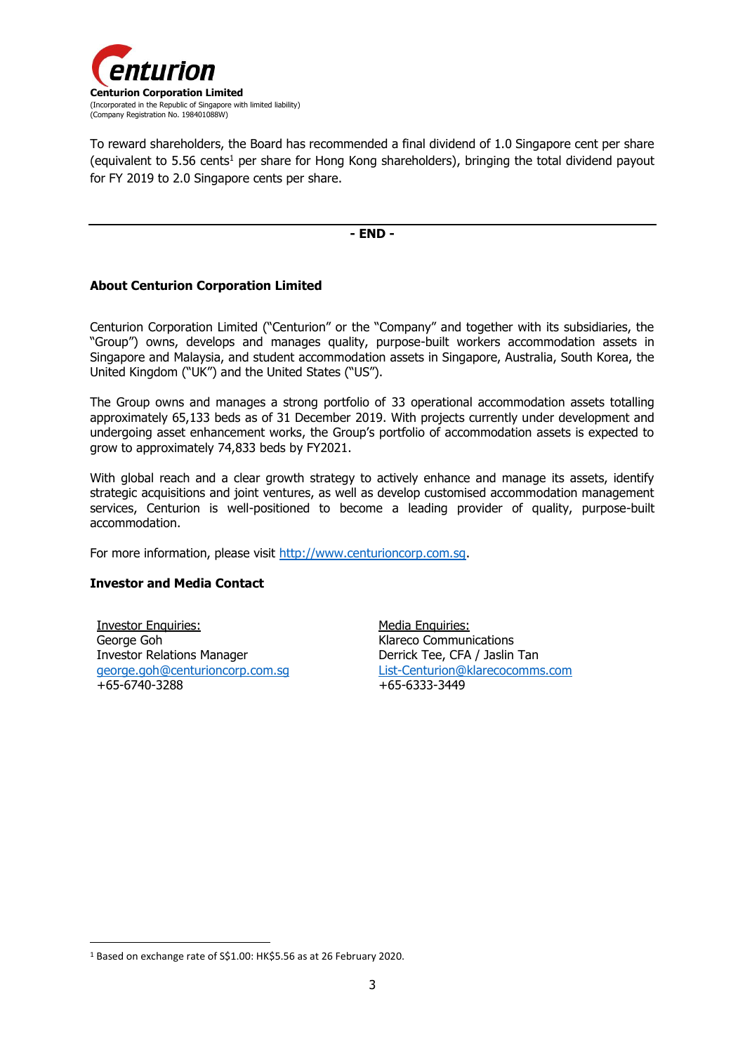To reward shareholders, the Board has recommended a final dividend of 1.0 Singapore cent per share (equivalent to 5.56 cents[1] per share for Hong Kong shareholders), bringing the total dividend payout for FY 2019 to 2.0 Singapore cents per share.

---

**- END -**

**About Centurion Corporation Limited**

Centurion Corporation Limited ("Centurion" or the "Company" and together with its subsidiaries, the "Group") owns, develops and manages quality, purpose-built workers accommodation assets in Singapore and Malaysia, and student accommodation assets in Singapore, Australia, South Korea, the United Kingdom ("UK") and the United States ("US").

The Group owns and manages a strong portfolio of 33 operational accommodation assets totalling approximately 65,133 beds as of 31 December 2019. With projects currently under development and undergoing asset enhancement works, the Group's portfolio of accommodation assets is expected to grow to approximately 74,833 beds by FY2021.

With global reach and a clear growth strategy to actively enhance and manage its assets, identify strategic acquisitions and joint ventures, as well as develop customised accommodation management services, Centurion is well-positioned to become a leading provider of quality, purpose-built accommodation.

For more information, please visit http://www.centurioncorp.com.sg.

**Investor and Media Contact**

Investor Enquiries:
George Goh
Investor Relations Manager
george.goh@centurioncorp.com.sg
+65-6740-3288

Media Enquiries:
Klareco Communications
Derrick Tee, CFA / Jaslin Tan
List-Centurion@klarecocomms.com
+65-6333-3449

[1] Based on exchange rate of S$1.00: HK$5.56 as at 26 February 2020.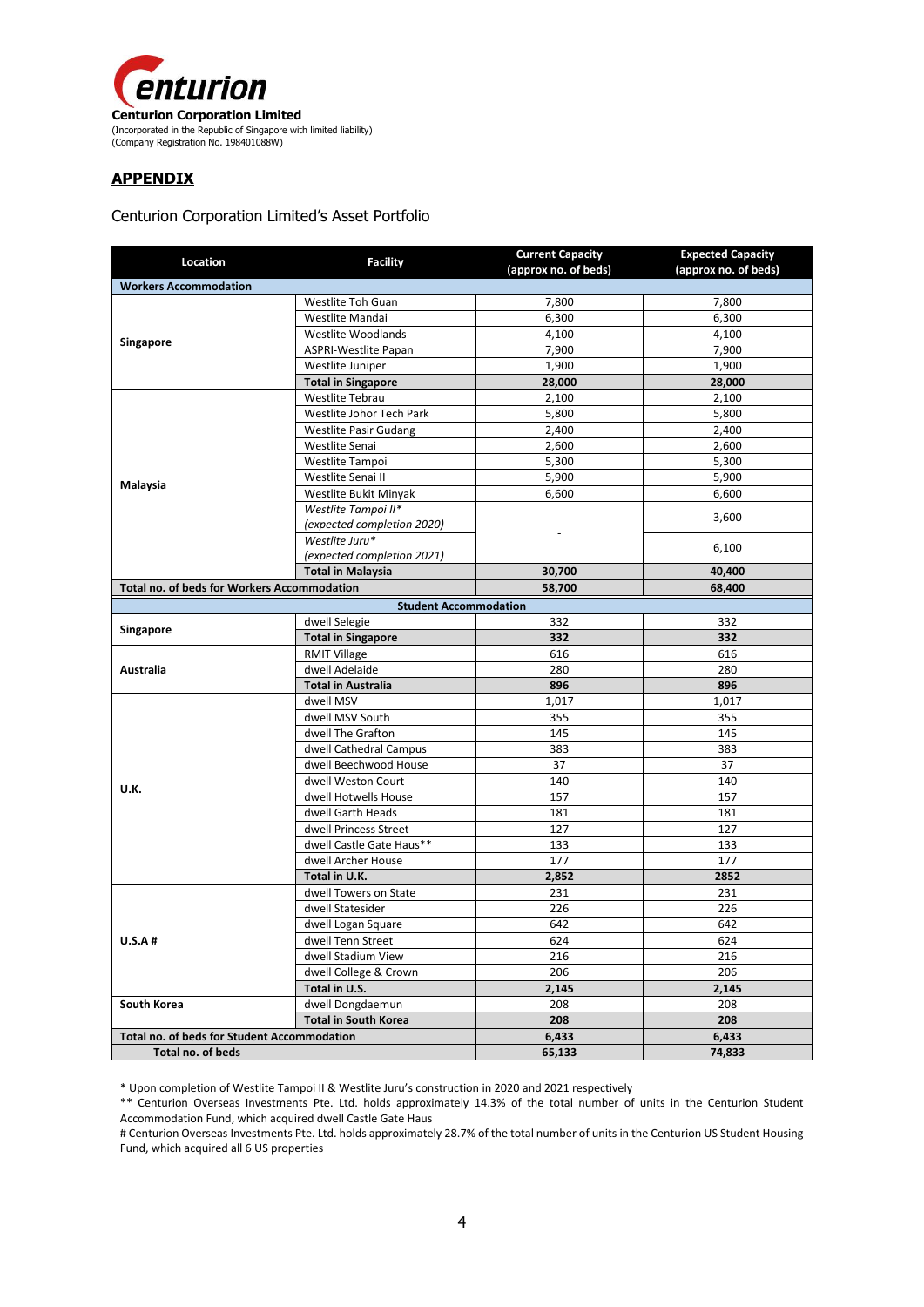**Centurion Corporation Limited**
(Incorporated in the Republic of Singapore with limited liability)
(Company Registration No. 198401088W)

## APPENDIX

Centurion Corporation Limited's Asset Portfolio

| Location | Facility | Current Capacity (approx no. of beds) | Expected Capacity (approx no. of beds) |
|---|---|---|---|
| **Workers Accommodation** | | | |
| Singapore | Westlite Toh Guan | 7,800 | 7,800 |
| | Westlite Mandai | 6,300 | 6,300 |
| | Westlite Woodlands | 4,100 | 4,100 |
| | ASPRI-Westlite Papan | 7,900 | 7,900 |
| | Westlite Juniper | 1,900 | 1,900 |
| | **Total in Singapore** | **28,000** | **28,000** |
| Malaysia | Westlite Tebrau | 2,100 | 2,100 |
| | Westlite Johor Tech Park | 5,800 | 5,800 |
| | Westlite Pasir Gudang | 2,400 | 2,400 |
| | Westlite Senai | 2,600 | 2,600 |
| | Westlite Tampoi | 5,300 | 5,300 |
| | Westlite Senai II | 5,900 | 5,900 |
| | Westlite Bukit Minyak | 6,600 | 6,600 |
| | *Westlite Tampoi II\** *(expected completion 2020)* | - | 3,600 |
| | *Westlite Juru\** *(expected completion 2021)* | | 6,100 |
| | **Total in Malaysia** | **30,700** | **40,400** |
| **Total no. of beds for Workers Accommodation** | | **58,700** | **68,400** |
| **Student Accommodation** | | | |
| Singapore | dwell Selegie | 332 | 332 |
| | **Total in Singapore** | **332** | **332** |
| Australia | RMIT Village | 616 | 616 |
| | dwell Adelaide | 280 | 280 |
| | **Total in Australia** | **896** | **896** |
| U.K. | dwell MSV | 1,017 | 1,017 |
| | dwell MSV South | 355 | 355 |
| | dwell The Grafton | 145 | 145 |
| | dwell Cathedral Campus | 383 | 383 |
| | dwell Beechwood House | 37 | 37 |
| | dwell Weston Court | 140 | 140 |
| | dwell Hotwells House | 157 | 157 |
| | dwell Garth Heads | 181 | 181 |
| | dwell Princess Street | 127 | 127 |
| | dwell Castle Gate Haus** | 133 | 133 |
| | dwell Archer House | 177 | 177 |
| | **Total in U.K.** | **2,852** | **2852** |
| U.S.A # | dwell Towers on State | 231 | 231 |
| | dwell Statesider | 226 | 226 |
| | dwell Logan Square | 642 | 642 |
| | dwell Tenn Street | 624 | 624 |
| | dwell Stadium View | 216 | 216 |
| | dwell College & Crown | 206 | 206 |
| | **Total in U.S.** | **2,145** | **2,145** |
| South Korea | dwell Dongdaemun | 208 | 208 |
| | **Total in South Korea** | **208** | **208** |
| **Total no. of beds for Student Accommodation** | | **6,433** | **6,433** |
| **Total no. of beds** | | **65,133** | **74,833** |

\* Upon completion of Westlite Tampoi II & Westlite Juru's construction in 2020 and 2021 respectively

** Centurion Overseas Investments Pte. Ltd. holds approximately 14.3% of the total number of units in the Centurion Student Accommodation Fund, which acquired dwell Castle Gate Haus

# Centurion Overseas Investments Pte. Ltd. holds approximately 28.7% of the total number of units in the Centurion US Student Housing Fund, which acquired all 6 US properties